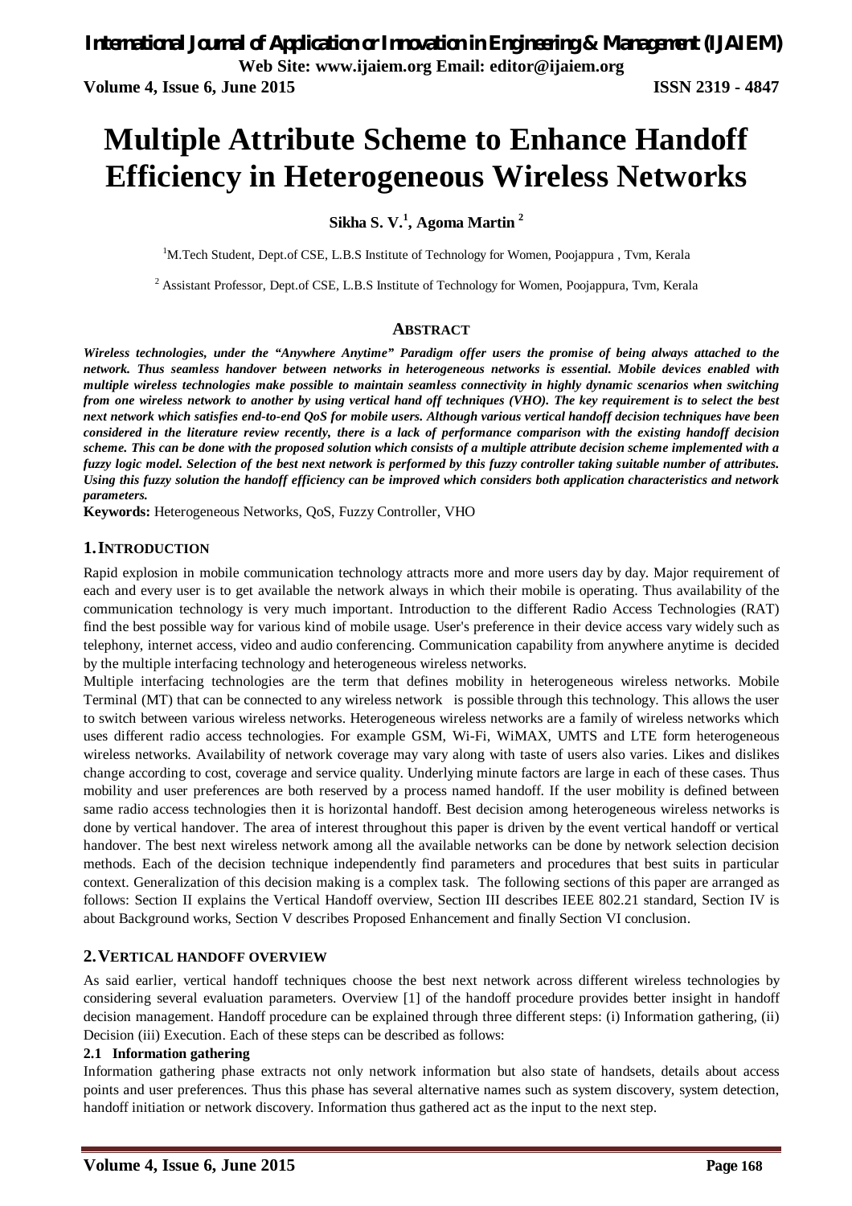# Multiple Attribute Scheme to Enhance Handoff Efficiency in Heterogeneous Wireless Networks

**Sikha S. V.[1], Agoma Martin [2]**

[1]M.Tech Student, Dept.of CSE, L.B.S Institute of Technology for Women, Poojappura , Tvm, Kerala

[2] Assistant Professor, Dept.of CSE, L.B.S Institute of Technology for Women, Poojappura, Tvm, Kerala

## ABSTRACT

***Wireless technologies, under the "Anywhere Anytime" Paradigm offer users the promise of being always attached to the network. Thus seamless handover between networks in heterogeneous networks is essential. Mobile devices enabled with multiple wireless technologies make possible to maintain seamless connectivity in highly dynamic scenarios when switching from one wireless network to another by using vertical hand off techniques (VHO). The key requirement is to select the best next network which satisfies end-to-end QoS for mobile users. Although various vertical handoff decision techniques have been considered in the literature review recently, there is a lack of performance comparison with the existing handoff decision scheme. This can be done with the proposed solution which consists of a multiple attribute decision scheme implemented with a fuzzy logic model. Selection of the best next network is performed by this fuzzy controller taking suitable number of attributes. Using this fuzzy solution the handoff efficiency can be improved which considers both application characteristics and network parameters.***

**Keywords:** Heterogeneous Networks, QoS, Fuzzy Controller, VHO

## 1. INTRODUCTION

Rapid explosion in mobile communication technology attracts more and more users day by day. Major requirement of each and every user is to get available the network always in which their mobile is operating. Thus availability of the communication technology is very much important. Introduction to the different Radio Access Technologies (RAT) find the best possible way for various kind of mobile usage. User's preference in their device access vary widely such as telephony, internet access, video and audio conferencing. Communication capability from anywhere anytime is decided by the multiple interfacing technology and heterogeneous wireless networks.

Multiple interfacing technologies are the term that defines mobility in heterogeneous wireless networks. Mobile Terminal (MT) that can be connected to any wireless network is possible through this technology. This allows the user to switch between various wireless networks. Heterogeneous wireless networks are a family of wireless networks which uses different radio access technologies. For example GSM, Wi-Fi, WiMAX, UMTS and LTE form heterogeneous wireless networks. Availability of network coverage may vary along with taste of users also varies. Likes and dislikes change according to cost, coverage and service quality. Underlying minute factors are large in each of these cases. Thus mobility and user preferences are both reserved by a process named handoff. If the user mobility is defined between same radio access technologies then it is horizontal handoff. Best decision among heterogeneous wireless networks is done by vertical handover. The area of interest throughout this paper is driven by the event vertical handoff or vertical handover. The best next wireless network among all the available networks can be done by network selection decision methods. Each of the decision technique independently find parameters and procedures that best suits in particular context. Generalization of this decision making is a complex task. The following sections of this paper are arranged as follows: Section II explains the Vertical Handoff overview, Section III describes IEEE 802.21 standard, Section IV is about Background works, Section V describes Proposed Enhancement and finally Section VI conclusion.

## 2. VERTICAL HANDOFF OVERVIEW

As said earlier, vertical handoff techniques choose the best next network across different wireless technologies by considering several evaluation parameters. Overview [1] of the handoff procedure provides better insight in handoff decision management. Handoff procedure can be explained through three different steps: (i) Information gathering, (ii) Decision (iii) Execution. Each of these steps can be described as follows:

### 2.1 Information gathering

Information gathering phase extracts not only network information but also state of handsets, details about access points and user preferences. Thus this phase has several alternative names such as system discovery, system detection, handoff initiation or network discovery. Information thus gathered act as the input to the next step.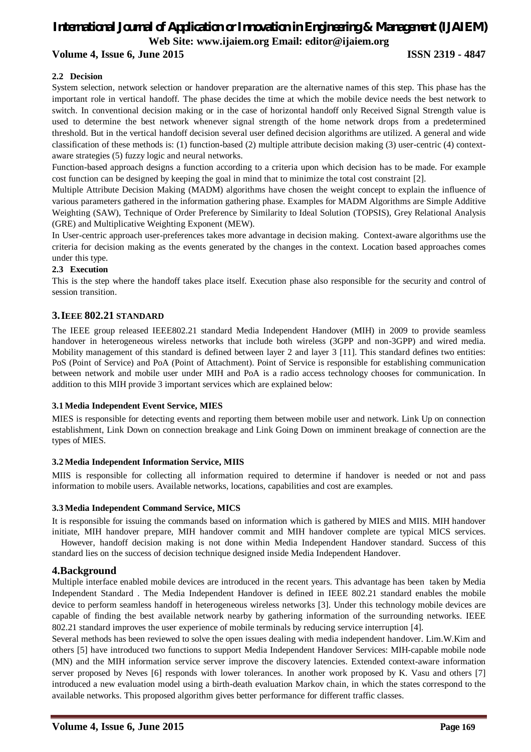### 2.2 Decision

System selection, network selection or handover preparation are the alternative names of this step. This phase has the important role in vertical handoff. The phase decides the time at which the mobile device needs the best network to switch. In conventional decision making or in the case of horizontal handoff only Received Signal Strength value is used to determine the best network whenever signal strength of the home network drops from a predetermined threshold. But in the vertical handoff decision several user defined decision algorithms are utilized. A general and wide classification of these methods is: (1) function-based (2) multiple attribute decision making (3) user-centric (4) context-aware strategies (5) fuzzy logic and neural networks.

Function-based approach designs a function according to a criteria upon which decision has to be made. For example cost function can be designed by keeping the goal in mind that to minimize the total cost constraint [2].

Multiple Attribute Decision Making (MADM) algorithms have chosen the weight concept to explain the influence of various parameters gathered in the information gathering phase. Examples for MADM Algorithms are Simple Additive Weighting (SAW), Technique of Order Preference by Similarity to Ideal Solution (TOPSIS), Grey Relational Analysis (GRE) and Multiplicative Weighting Exponent (MEW).

In User-centric approach user-preferences takes more advantage in decision making. Context-aware algorithms use the criteria for decision making as the events generated by the changes in the context. Location based approaches comes under this type.

### 2.3 Execution

This is the step where the handoff takes place itself. Execution phase also responsible for the security and control of session transition.

## 3. IEEE 802.21 STANDARD

The IEEE group released IEEE802.21 standard Media Independent Handover (MIH) in 2009 to provide seamless handover in heterogeneous wireless networks that include both wireless (3GPP and non-3GPP) and wired media. Mobility management of this standard is defined between layer 2 and layer 3 [11]. This standard defines two entities: PoS (Point of Service) and PoA (Point of Attachment). Point of Service is responsible for establishing communication between network and mobile user under MIH and PoA is a radio access technology chooses for communication. In addition to this MIH provide 3 important services which are explained below:

### 3.1 Media Independent Event Service, MIES

MIES is responsible for detecting events and reporting them between mobile user and network. Link Up on connection establishment, Link Down on connection breakage and Link Going Down on imminent breakage of connection are the types of MIES.

### 3.2 Media Independent Information Service, MIIS

MIIS is responsible for collecting all information required to determine if handover is needed or not and pass information to mobile users. Available networks, locations, capabilities and cost are examples.

### 3.3 Media Independent Command Service, MICS

It is responsible for issuing the commands based on information which is gathered by MIES and MIIS. MIH handover initiate, MIH handover prepare, MIH handover commit and MIH handover complete are typical MICS services.

However, handoff decision making is not done within Media Independent Handover standard. Success of this standard lies on the success of decision technique designed inside Media Independent Handover.

## 4. Background

Multiple interface enabled mobile devices are introduced in the recent years. This advantage has been taken by Media Independent Standard . The Media Independent Handover is defined in IEEE 802.21 standard enables the mobile device to perform seamless handoff in heterogeneous wireless networks [3]. Under this technology mobile devices are capable of finding the best available network nearby by gathering information of the surrounding networks. IEEE 802.21 standard improves the user experience of mobile terminals by reducing service interruption [4].

Several methods has been reviewed to solve the open issues dealing with media independent handover. Lim.W.Kim and others [5] have introduced two functions to support Media Independent Handover Services: MIH-capable mobile node (MN) and the MIH information service server improve the discovery latencies. Extended context-aware information server proposed by Neves [6] responds with lower tolerances. In another work proposed by K. Vasu and others [7] introduced a new evaluation model using a birth-death evaluation Markov chain, in which the states correspond to the available networks. This proposed algorithm gives better performance for different traffic classes.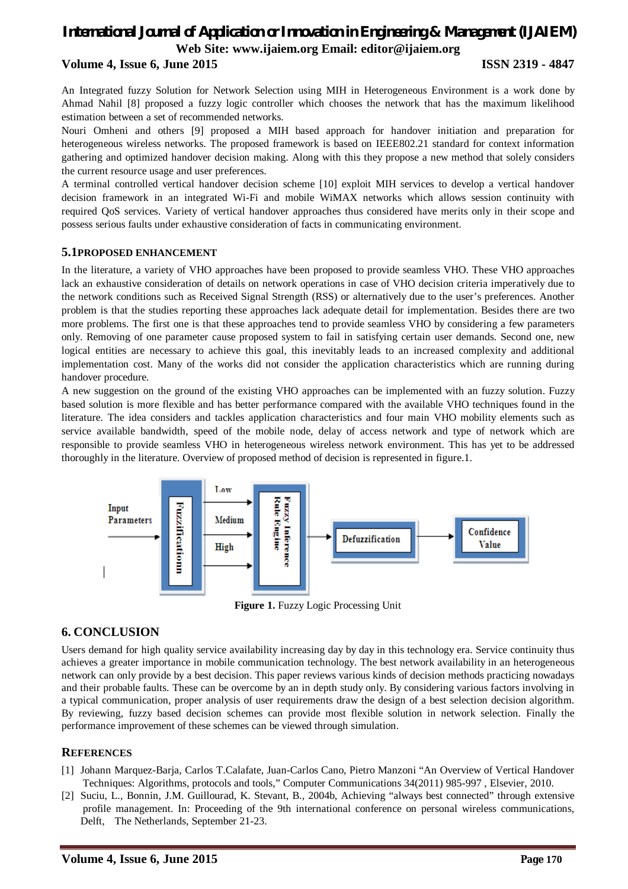An Integrated fuzzy Solution for Network Selection using MIH in Heterogeneous Environment is a work done by Ahmad Nahil [8] proposed a fuzzy logic controller which chooses the network that has the maximum likelihood estimation between a set of recommended networks.

Nouri Omheni and others [9] proposed a MIH based approach for handover initiation and preparation for heterogeneous wireless networks. The proposed framework is based on IEEE802.21 standard for context information gathering and optimized handover decision making. Along with this they propose a new method that solely considers the current resource usage and user preferences.

A terminal controlled vertical handover decision scheme [10] exploit MIH services to develop a vertical handover decision framework in an integrated Wi-Fi and mobile WiMAX networks which allows session continuity with required QoS services. Variety of vertical handover approaches thus considered have merits only in their scope and possess serious faults under exhaustive consideration of facts in communicating environment.

### 5.1 PROPOSED ENHANCEMENT

In the literature, a variety of VHO approaches have been proposed to provide seamless VHO. These VHO approaches lack an exhaustive consideration of details on network operations in case of VHO decision criteria imperatively due to the network conditions such as Received Signal Strength (RSS) or alternatively due to the user's preferences. Another problem is that the studies reporting these approaches lack adequate detail for implementation. Besides there are two more problems. The first one is that these approaches tend to provide seamless VHO by considering a few parameters only. Removing of one parameter cause proposed system to fail in satisfying certain user demands. Second one, new logical entities are necessary to achieve this goal, this inevitably leads to an increased complexity and additional implementation cost. Many of the works did not consider the application characteristics which are running during handover procedure.

A new suggestion on the ground of the existing VHO approaches can be implemented with an fuzzy solution. Fuzzy based solution is more flexible and has better performance compared with the available VHO techniques found in the literature. The idea considers and tackles application characteristics and four main VHO mobility elements such as service available bandwidth, speed of the mobile node, delay of access network and type of network which are responsible to provide seamless VHO in heterogeneous wireless network environment. This has yet to be addressed thoroughly in the literature. Overview of proposed method of decision is represented in figure.1.

Input Parameters → Fuzzificationn → Low / Medium / High → Fuzzy Inference Rule Engine → Defuzzification → Confidence Value

**Figure 1.** Fuzzy Logic Processing Unit

## 6. CONCLUSION

Users demand for high quality service availability increasing day by day in this technology era. Service continuity thus achieves a greater importance in mobile communication technology. The best network availability in an heterogeneous network can only provide by a best decision. This paper reviews various kinds of decision methods practicing nowadays and their probable faults. These can be overcome by an in depth study only. By considering various factors involving in a typical communication, proper analysis of user requirements draw the design of a best selection decision algorithm. By reviewing, fuzzy based decision schemes can provide most flexible solution in network selection. Finally the performance improvement of these schemes can be viewed through simulation.

## REFERENCES

[1] Johann Marquez-Barja, Carlos T.Calafate, Juan-Carlos Cano, Pietro Manzoni "An Overview of Vertical Handover Techniques: Algorithms, protocols and tools," Computer Communications 34(2011) 985-997 , Elsevier, 2010.

[2] Suciu, L., Bonnin, J.M. Guillourad, K. Stevant, B., 2004b, Achieving "always best connected" through extensive profile management. In: Proceeding of the 9th international conference on personal wireless communications, Delft, The Netherlands, September 21-23.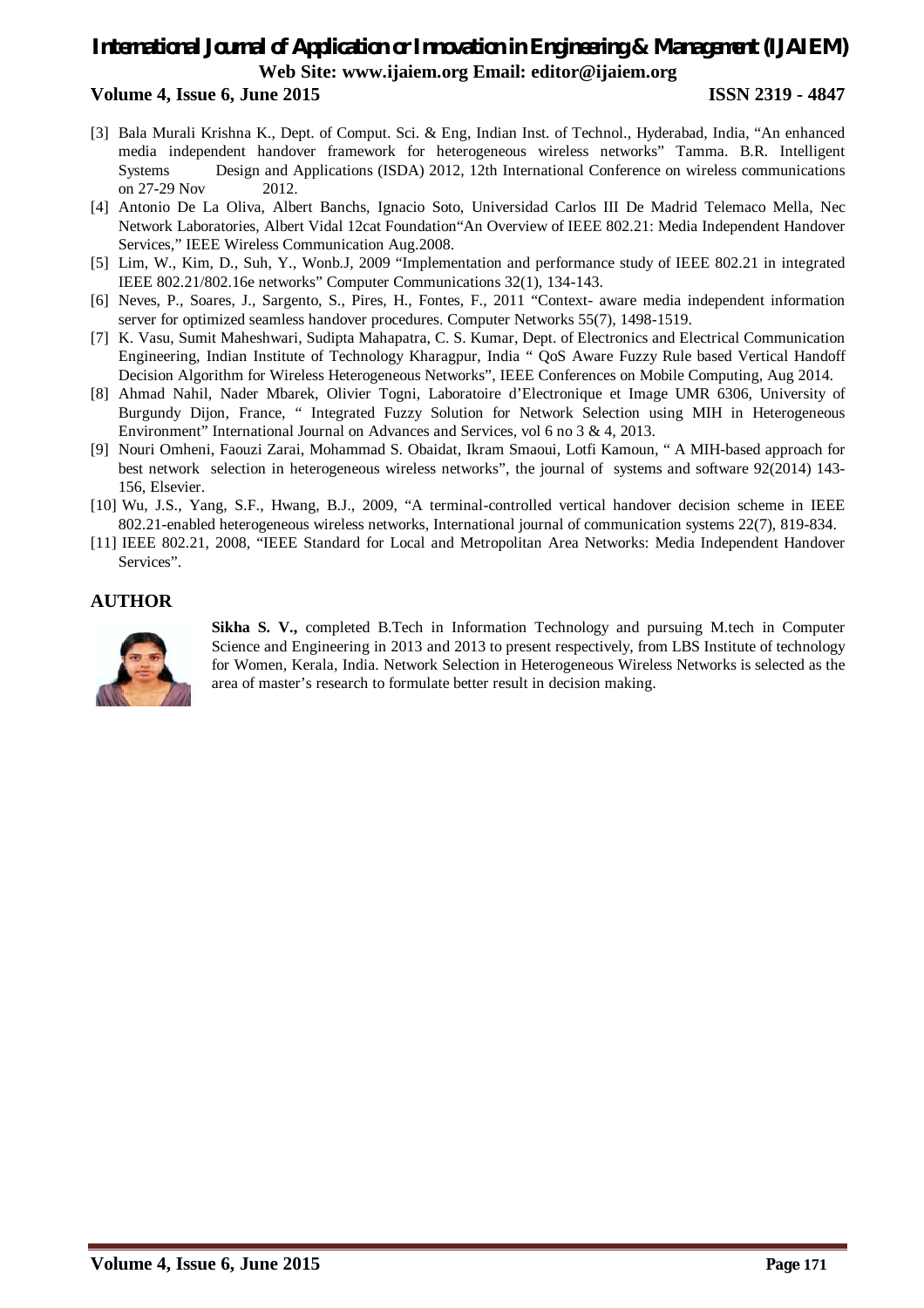[3] Bala Murali Krishna K., Dept. of Comput. Sci. & Eng, Indian Inst. of Technol., Hyderabad, India, "An enhanced media independent handover framework for heterogeneous wireless networks" Tamma. B.R. Intelligent Systems Design and Applications (ISDA) 2012, 12th International Conference on wireless communications on 27-29 Nov 2012.

[4] Antonio De La Oliva, Albert Banchs, Ignacio Soto, Universidad Carlos III De Madrid Telemaco Mella, Nec Network Laboratories, Albert Vidal 12cat Foundation"An Overview of IEEE 802.21: Media Independent Handover Services," IEEE Wireless Communication Aug.2008.

[5] Lim, W., Kim, D., Suh, Y., Wonb.J, 2009 "Implementation and performance study of IEEE 802.21 in integrated IEEE 802.21/802.16e networks" Computer Communications 32(1), 134-143.

[6] Neves, P., Soares, J., Sargento, S., Pires, H., Fontes, F., 2011 "Context- aware media independent information server for optimized seamless handover procedures. Computer Networks 55(7), 1498-1519.

[7] K. Vasu, Sumit Maheshwari, Sudipta Mahapatra, C. S. Kumar, Dept. of Electronics and Electrical Communication Engineering, Indian Institute of Technology Kharagpur, India " QoS Aware Fuzzy Rule based Vertical Handoff Decision Algorithm for Wireless Heterogeneous Networks", IEEE Conferences on Mobile Computing, Aug 2014.

[8] Ahmad Nahil, Nader Mbarek, Olivier Togni, Laboratoire d'Electronique et Image UMR 6306, University of Burgundy Dijon, France, " Integrated Fuzzy Solution for Network Selection using MIH in Heterogeneous Environment" International Journal on Advances and Services, vol 6 no 3 & 4, 2013.

[9] Nouri Omheni, Faouzi Zarai, Mohammad S. Obaidat, Ikram Smaoui, Lotfi Kamoun, " A MIH-based approach for best network selection in heterogeneous wireless networks", the journal of systems and software 92(2014) 143-156, Elsevier.

[10] Wu, J.S., Yang, S.F., Hwang, B.J., 2009, "A terminal-controlled vertical handover decision scheme in IEEE 802.21-enabled heterogeneous wireless networks, International journal of communication systems 22(7), 819-834.

[11] IEEE 802.21, 2008, "IEEE Standard for Local and Metropolitan Area Networks: Media Independent Handover Services".

## AUTHOR

**Sikha S. V.,** completed B.Tech in Information Technology and pursuing M.tech in Computer Science and Engineering in 2013 and 2013 to present respectively, from LBS Institute of technology for Women, Kerala, India. Network Selection in Heterogeneous Wireless Networks is selected as the area of master's research to formulate better result in decision making.